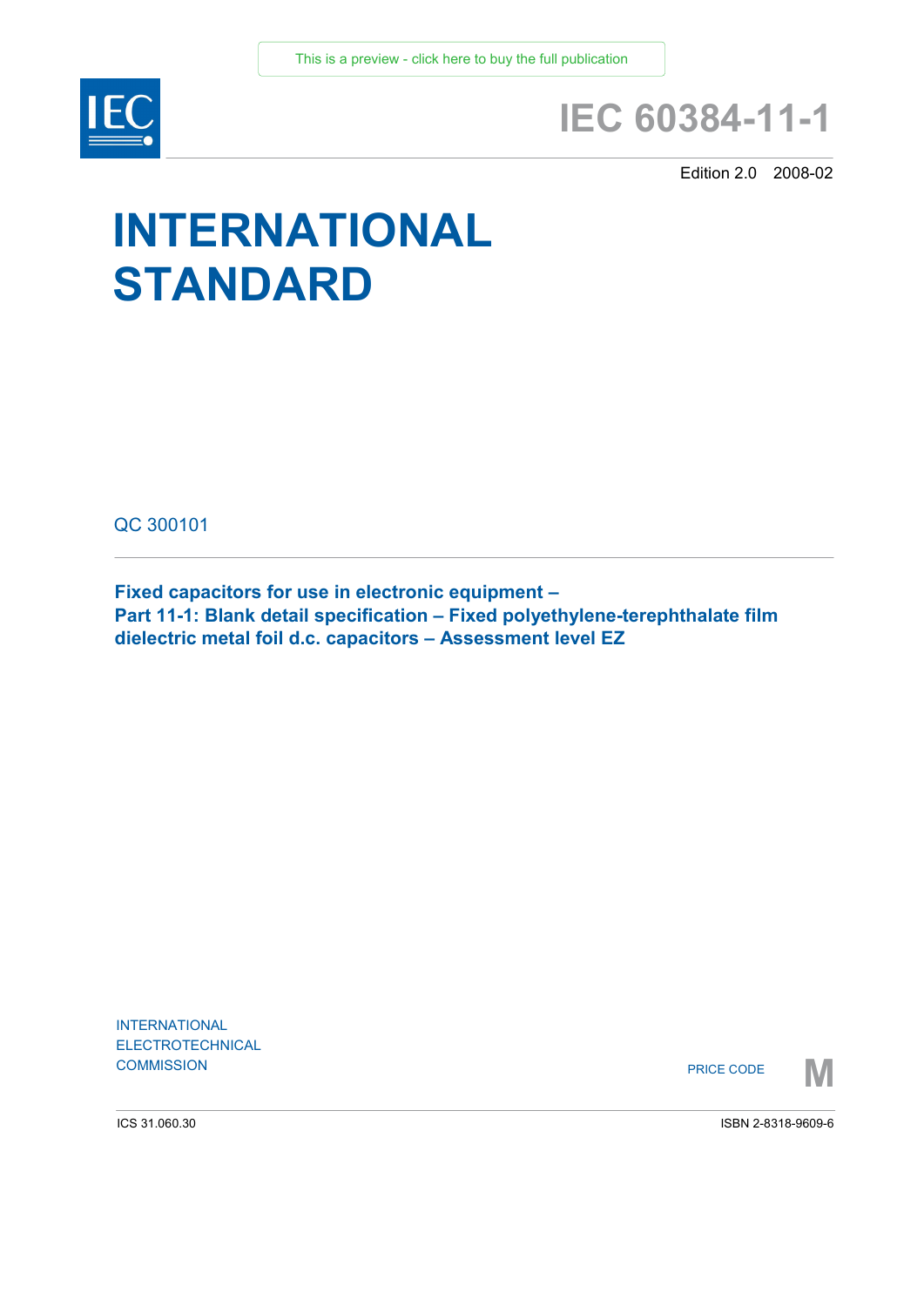This is a preview - click here to buy the full publication

IEC

# IEC 60384-11-1

Edition 2.0 2008-02

# INTERNATIONAL STANDARD

QC 300101

**Fixed capacitors for use in electronic equipment –**
**Part 11-1: Blank detail specification – Fixed polyethylene-terephthalate film dielectric metal foil d.c. capacitors – Assessment level EZ**

INTERNATIONAL
ELECTROTECHNICAL
COMMISSION

PRICE CODE **M**

ICS 31.060.30

ISBN 2-8318-9609-6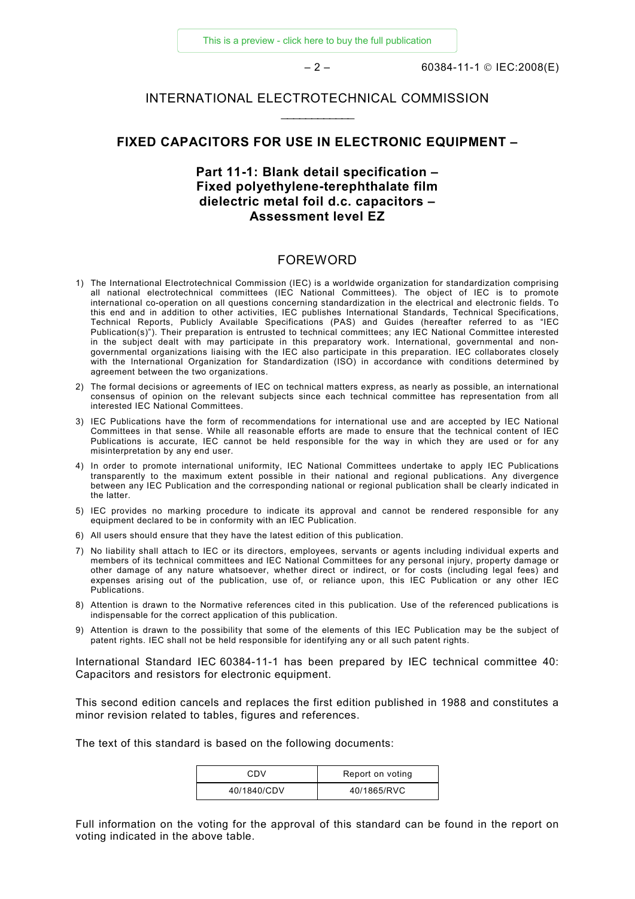# INTERNATIONAL ELECTROTECHNICAL COMMISSION

___________

## FIXED CAPACITORS FOR USE IN ELECTRONIC EQUIPMENT –

### Part 11-1: Blank detail specification – Fixed polyethylene-terephthalate film dielectric metal foil d.c. capacitors – Assessment level EZ

## FOREWORD

1) The International Electrotechnical Commission (IEC) is a worldwide organization for standardization comprising all national electrotechnical committees (IEC National Committees). The object of IEC is to promote international co-operation on all questions concerning standardization in the electrical and electronic fields. To this end and in addition to other activities, IEC publishes International Standards, Technical Specifications, Technical Reports, Publicly Available Specifications (PAS) and Guides (hereafter referred to as "IEC Publication(s)"). Their preparation is entrusted to technical committees; any IEC National Committee interested in the subject dealt with may participate in this preparatory work. International, governmental and non-governmental organizations liaising with the IEC also participate in this preparation. IEC collaborates closely with the International Organization for Standardization (ISO) in accordance with conditions determined by agreement between the two organizations.
2) The formal decisions or agreements of IEC on technical matters express, as nearly as possible, an international consensus of opinion on the relevant subjects since each technical committee has representation from all interested IEC National Committees.
3) IEC Publications have the form of recommendations for international use and are accepted by IEC National Committees in that sense. While all reasonable efforts are made to ensure that the technical content of IEC Publications is accurate, IEC cannot be held responsible for the way in which they are used or for any misinterpretation by any end user.
4) In order to promote international uniformity, IEC National Committees undertake to apply IEC Publications transparently to the maximum extent possible in their national and regional publications. Any divergence between any IEC Publication and the corresponding national or regional publication shall be clearly indicated in the latter.
5) IEC provides no marking procedure to indicate its approval and cannot be rendered responsible for any equipment declared to be in conformity with an IEC Publication.
6) All users should ensure that they have the latest edition of this publication.
7) No liability shall attach to IEC or its directors, employees, servants or agents including individual experts and members of its technical committees and IEC National Committees for any personal injury, property damage or other damage of any nature whatsoever, whether direct or indirect, or for costs (including legal fees) and expenses arising out of the publication, use of, or reliance upon, this IEC Publication or any other IEC Publications.
8) Attention is drawn to the Normative references cited in this publication. Use of the referenced publications is indispensable for the correct application of this publication.
9) Attention is drawn to the possibility that some of the elements of this IEC Publication may be the subject of patent rights. IEC shall not be held responsible for identifying any or all such patent rights.

International Standard IEC 60384-11-1 has been prepared by IEC technical committee 40: Capacitors and resistors for electronic equipment.

This second edition cancels and replaces the first edition published in 1988 and constitutes a minor revision related to tables, figures and references.

The text of this standard is based on the following documents:

| CDV | Report on voting |
|---|---|
| 40/1840/CDV | 40/1865/RVC |

Full information on the voting for the approval of this standard can be found in the report on voting indicated in the above table.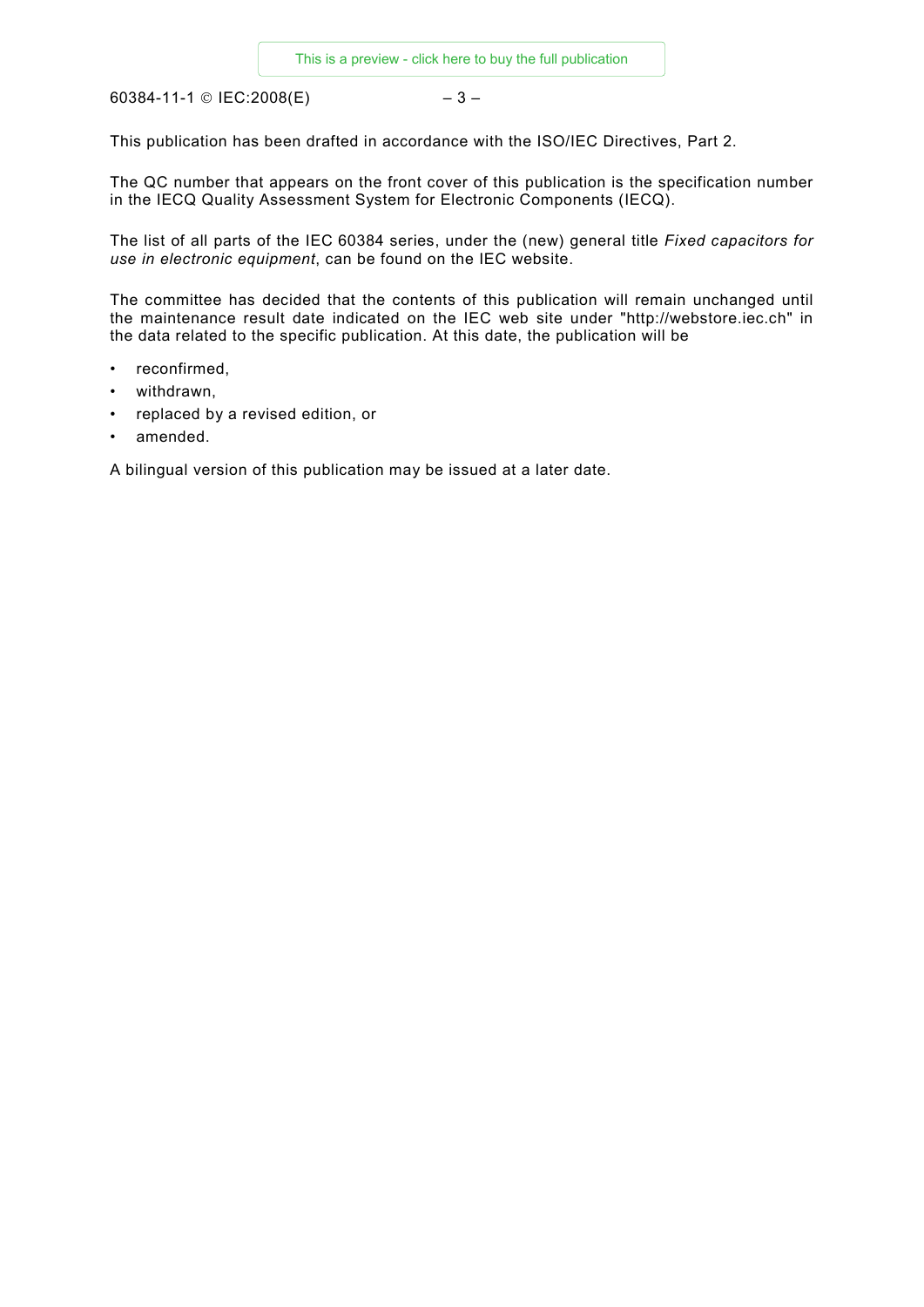This publication has been drafted in accordance with the ISO/IEC Directives, Part 2.

The QC number that appears on the front cover of this publication is the specification number in the IECQ Quality Assessment System for Electronic Components (IECQ).

The list of all parts of the IEC 60384 series, under the (new) general title *Fixed capacitors for use in electronic equipment*, can be found on the IEC website.

The committee has decided that the contents of this publication will remain unchanged until the maintenance result date indicated on the IEC web site under "http://webstore.iec.ch" in the data related to the specific publication. At this date, the publication will be

- reconfirmed,
- withdrawn,
- replaced by a revised edition, or
- amended.

A bilingual version of this publication may be issued at a later date.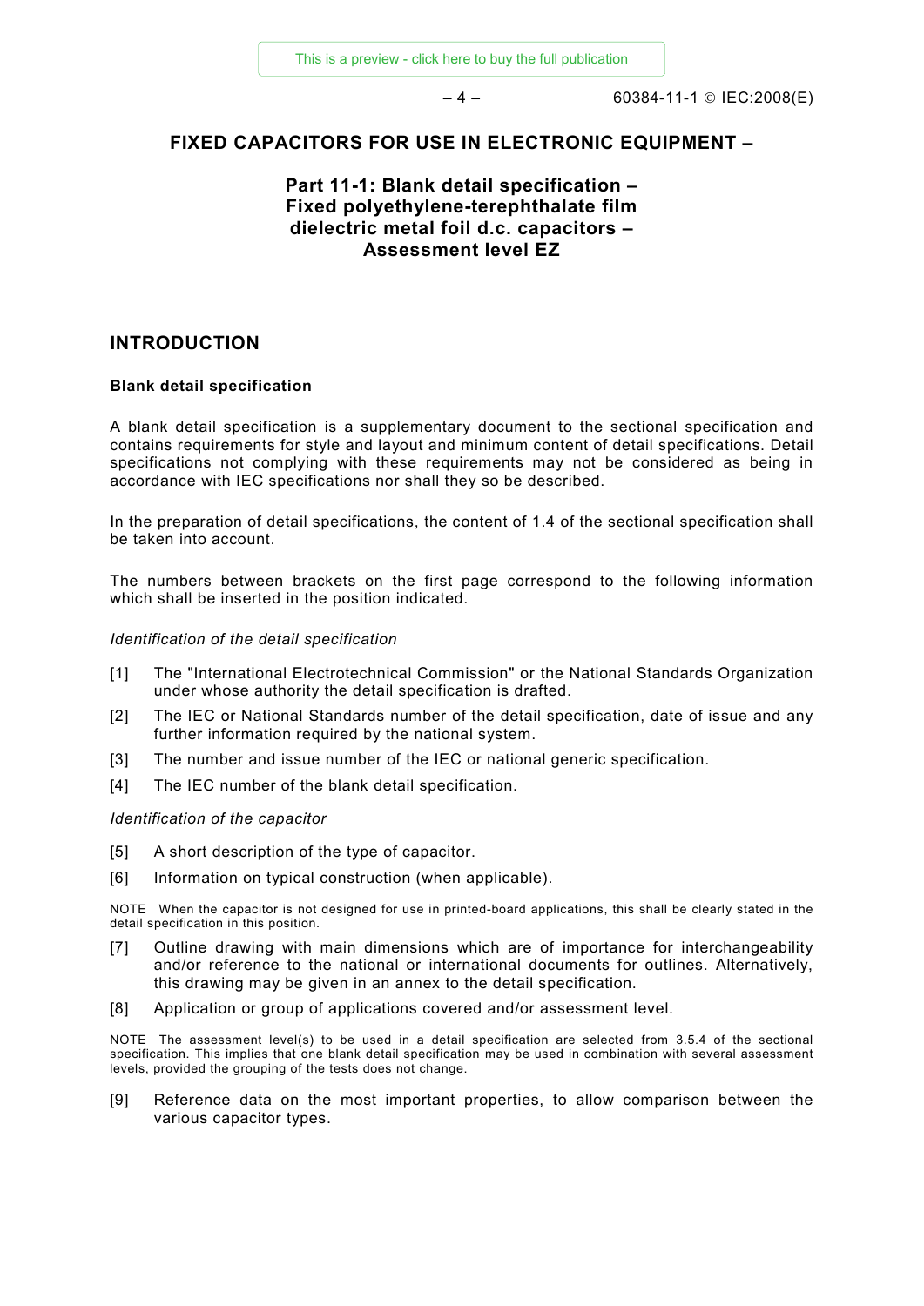# FIXED CAPACITORS FOR USE IN ELECTRONIC EQUIPMENT –

## Part 11-1: Blank detail specification – Fixed polyethylene-terephthalate film dielectric metal foil d.c. capacitors – Assessment level EZ

## INTRODUCTION

**Blank detail specification**

A blank detail specification is a supplementary document to the sectional specification and contains requirements for style and layout and minimum content of detail specifications. Detail specifications not complying with these requirements may not be considered as being in accordance with IEC specifications nor shall they so be described.

In the preparation of detail specifications, the content of 1.4 of the sectional specification shall be taken into account.

The numbers between brackets on the first page correspond to the following information which shall be inserted in the position indicated.

*Identification of the detail specification*

[1] The "International Electrotechnical Commission" or the National Standards Organization under whose authority the detail specification is drafted.

[2] The IEC or National Standards number of the detail specification, date of issue and any further information required by the national system.

[3] The number and issue number of the IEC or national generic specification.

[4] The IEC number of the blank detail specification.

*Identification of the capacitor*

[5] A short description of the type of capacitor.

[6] Information on typical construction (when applicable).

NOTE When the capacitor is not designed for use in printed-board applications, this shall be clearly stated in the detail specification in this position.

[7] Outline drawing with main dimensions which are of importance for interchangeability and/or reference to the national or international documents for outlines. Alternatively, this drawing may be given in an annex to the detail specification.

[8] Application or group of applications covered and/or assessment level.

NOTE The assessment level(s) to be used in a detail specification are selected from 3.5.4 of the sectional specification. This implies that one blank detail specification may be used in combination with several assessment levels, provided the grouping of the tests does not change.

[9] Reference data on the most important properties, to allow comparison between the various capacitor types.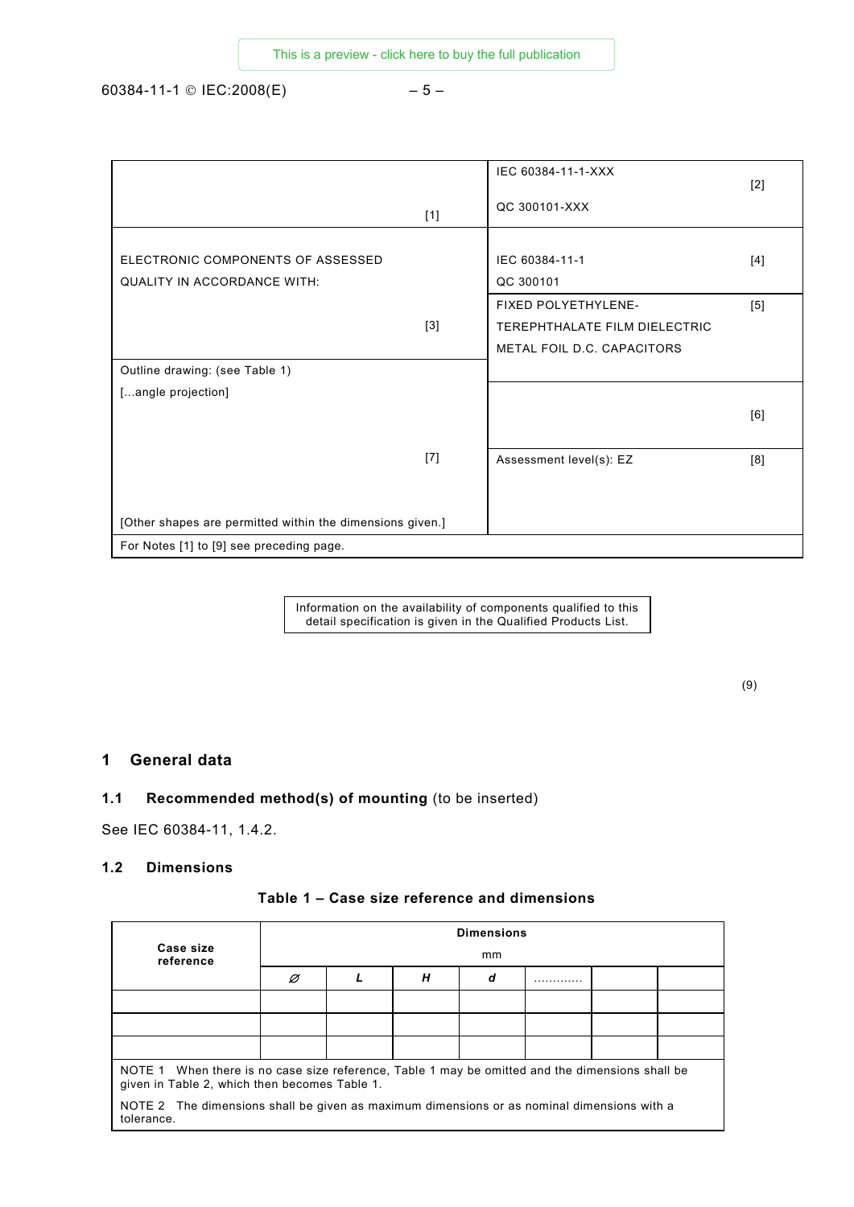| | |
|---|---|
| [1] | IEC 60384-11-1-XXX<br>QC 300101-XXX [2] |
| ELECTRONIC COMPONENTS OF ASSESSED QUALITY IN ACCORDANCE WITH:<br>[3] | IEC 60384-11-1<br>QC 300101 [4] |
| | FIXED POLYETHYLENE-TEREPHTHALATE FILM DIELECTRIC METAL FOIL D.C. CAPACITORS [5] |
| Outline drawing: (see Table 1)<br>[...angle projection]<br>[7]<br>[Other shapes are permitted within the dimensions given.] | [6] |
| | Assessment level(s): EZ [8] |
| For Notes [1] to [9] see preceding page. | |

Information on the availability of components qualified to this detail specification is given in the Qualified Products List.

(9)

# 1 General data

## 1.1 Recommended method(s) of mounting (to be inserted)

See IEC 60384-11, 1.4.2.

## 1.2 Dimensions

**Table 1 – Case size reference and dimensions**

| Case size reference | Dimensions mm | | | | | | |
|---|---|---|---|---|---|---|---|
| | ∅ | *L* | *H* | *d* | ............. | | |
| | | | | | | | |
| | | | | | | | |
| | | | | | | | |

NOTE 1 When there is no case size reference, Table 1 may be omitted and the dimensions shall be given in Table 2, which then becomes Table 1.

NOTE 2 The dimensions shall be given as maximum dimensions or as nominal dimensions with a tolerance.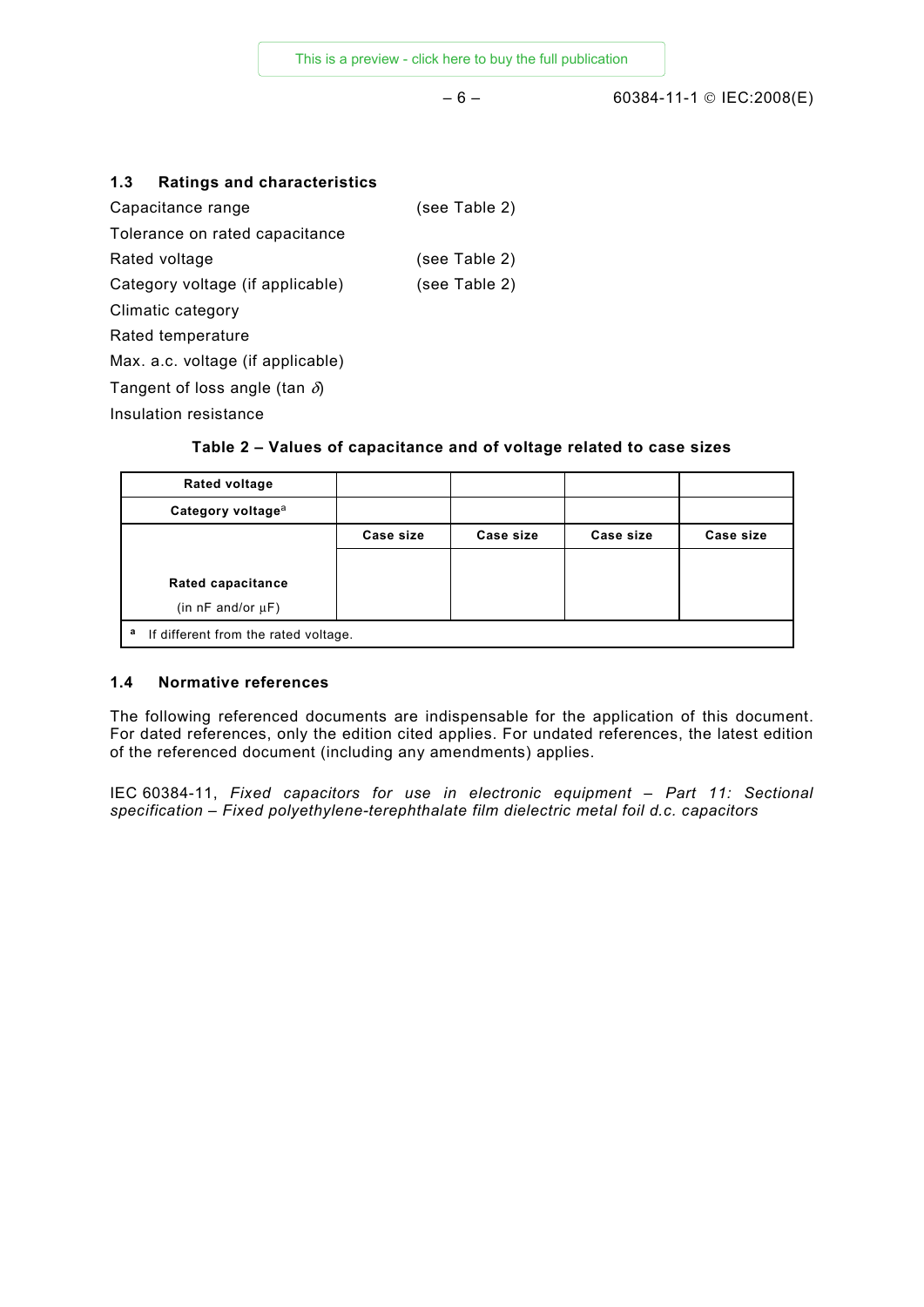## 1.3 Ratings and characteristics

Capacitance range (see Table 2)

Tolerance on rated capacitance

Rated voltage (see Table 2)

Category voltage (if applicable) (see Table 2)

Climatic category

Rated temperature

Max. a.c. voltage (if applicable)

Tangent of loss angle (tan $\delta$)

Insulation resistance

**Table 2 – Values of capacitance and of voltage related to case sizes**

| **Rated voltage** | | | | |
|---|---|---|---|---|
| **Category voltage**[a] | | | | |
| | **Case size** | **Case size** | **Case size** | **Case size** |
| **Rated capacitance** (in nF and/or µF) | | | | |

[a] If different from the rated voltage.

## 1.4 Normative references

The following referenced documents are indispensable for the application of this document. For dated references, only the edition cited applies. For undated references, the latest edition of the referenced document (including any amendments) applies.

IEC 60384-11, *Fixed capacitors for use in electronic equipment – Part 11: Sectional specification – Fixed polyethylene-terephthalate film dielectric metal foil d.c. capacitors*